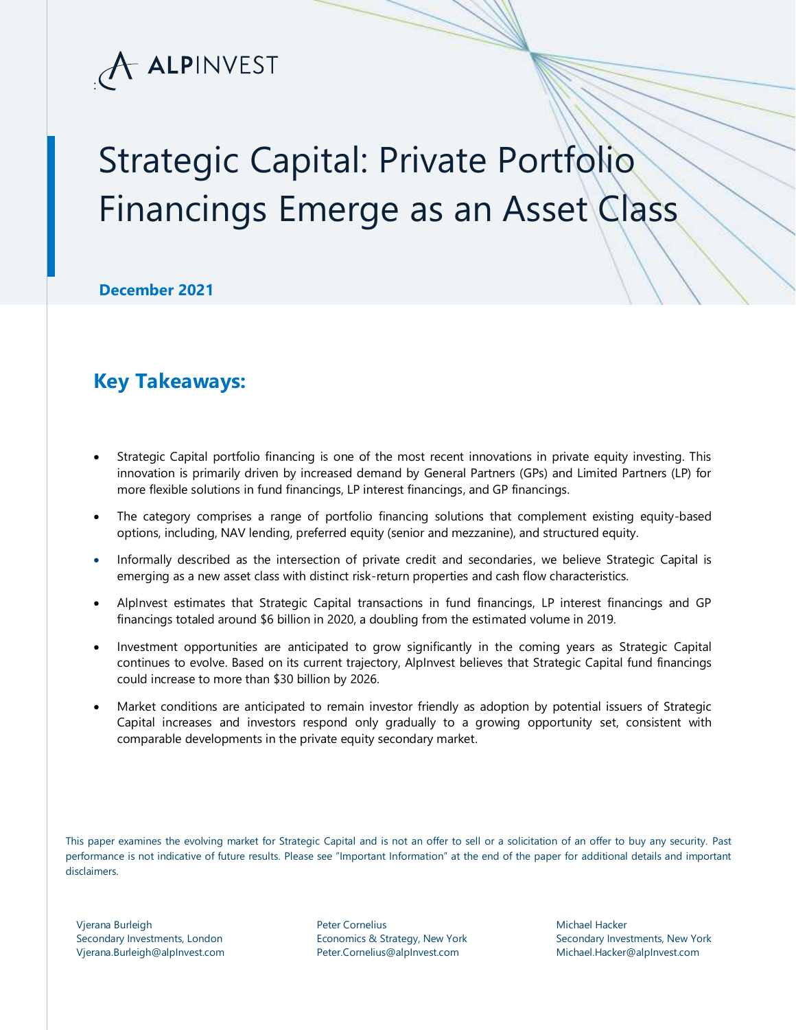ALPINVEST

# Strategic Capital: Private Portfolio Financings Emerge as an Asset Class

**December 2021**

## Key Takeaways:

- Strategic Capital portfolio financing is one of the most recent innovations in private equity investing. This innovation is primarily driven by increased demand by General Partners (GPs) and Limited Partners (LP) for more flexible solutions in fund financings, LP interest financings, and GP financings.
- The category comprises a range of portfolio financing solutions that complement existing equity-based options, including, NAV lending, preferred equity (senior and mezzanine), and structured equity.
- Informally described as the intersection of private credit and secondaries, we believe Strategic Capital is emerging as a new asset class with distinct risk-return properties and cash flow characteristics.
- AlpInvest estimates that Strategic Capital transactions in fund financings, LP interest financings and GP financings totaled around $6 billion in 2020, a doubling from the estimated volume in 2019.
- Investment opportunities are anticipated to grow significantly in the coming years as Strategic Capital continues to evolve. Based on its current trajectory, AlpInvest believes that Strategic Capital fund financings could increase to more than $30 billion by 2026.
- Market conditions are anticipated to remain investor friendly as adoption by potential issuers of Strategic Capital increases and investors respond only gradually to a growing opportunity set, consistent with comparable developments in the private equity secondary market.

This paper examines the evolving market for Strategic Capital and is not an offer to sell or a solicitation of an offer to buy any security. Past performance is not indicative of future results. Please see "Important Information" at the end of the paper for additional details and important disclaimers.

Vjerana Burleigh
Secondary Investments, London
Vjerana.Burleigh@alpInvest.com

Peter Cornelius
Economics & Strategy, New York
Peter.Cornelius@alpInvest.com

Michael Hacker
Secondary Investments, New York
Michael.Hacker@alpInvest.com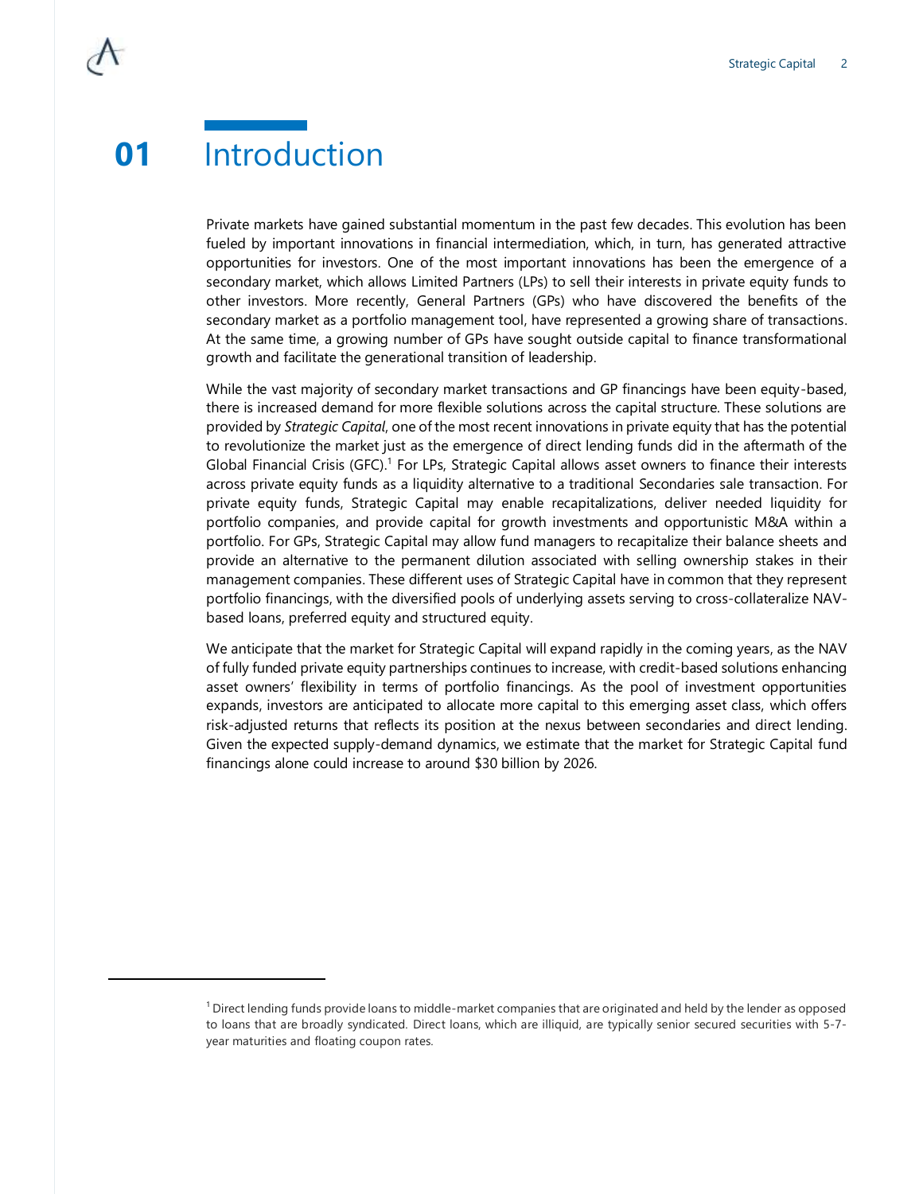# 01 Introduction

Private markets have gained substantial momentum in the past few decades. This evolution has been fueled by important innovations in financial intermediation, which, in turn, has generated attractive opportunities for investors. One of the most important innovations has been the emergence of a secondary market, which allows Limited Partners (LPs) to sell their interests in private equity funds to other investors. More recently, General Partners (GPs) who have discovered the benefits of the secondary market as a portfolio management tool, have represented a growing share of transactions. At the same time, a growing number of GPs have sought outside capital to finance transformational growth and facilitate the generational transition of leadership.

While the vast majority of secondary market transactions and GP financings have been equity-based, there is increased demand for more flexible solutions across the capital structure. These solutions are provided by *Strategic Capital*, one of the most recent innovations in private equity that has the potential to revolutionize the market just as the emergence of direct lending funds did in the aftermath of the Global Financial Crisis (GFC).[1] For LPs, Strategic Capital allows asset owners to finance their interests across private equity funds as a liquidity alternative to a traditional Secondaries sale transaction. For private equity funds, Strategic Capital may enable recapitalizations, deliver needed liquidity for portfolio companies, and provide capital for growth investments and opportunistic M&A within a portfolio. For GPs, Strategic Capital may allow fund managers to recapitalize their balance sheets and provide an alternative to the permanent dilution associated with selling ownership stakes in their management companies. These different uses of Strategic Capital have in common that they represent portfolio financings, with the diversified pools of underlying assets serving to cross-collateralize NAV-based loans, preferred equity and structured equity.

We anticipate that the market for Strategic Capital will expand rapidly in the coming years, as the NAV of fully funded private equity partnerships continues to increase, with credit-based solutions enhancing asset owners' flexibility in terms of portfolio financings. As the pool of investment opportunities expands, investors are anticipated to allocate more capital to this emerging asset class, which offers risk-adjusted returns that reflects its position at the nexus between secondaries and direct lending. Given the expected supply-demand dynamics, we estimate that the market for Strategic Capital fund financings alone could increase to around $30 billion by 2026.

---

[1] Direct lending funds provide loans to middle-market companies that are originated and held by the lender as opposed to loans that are broadly syndicated. Direct loans, which are illiquid, are typically senior secured securities with 5-7-year maturities and floating coupon rates.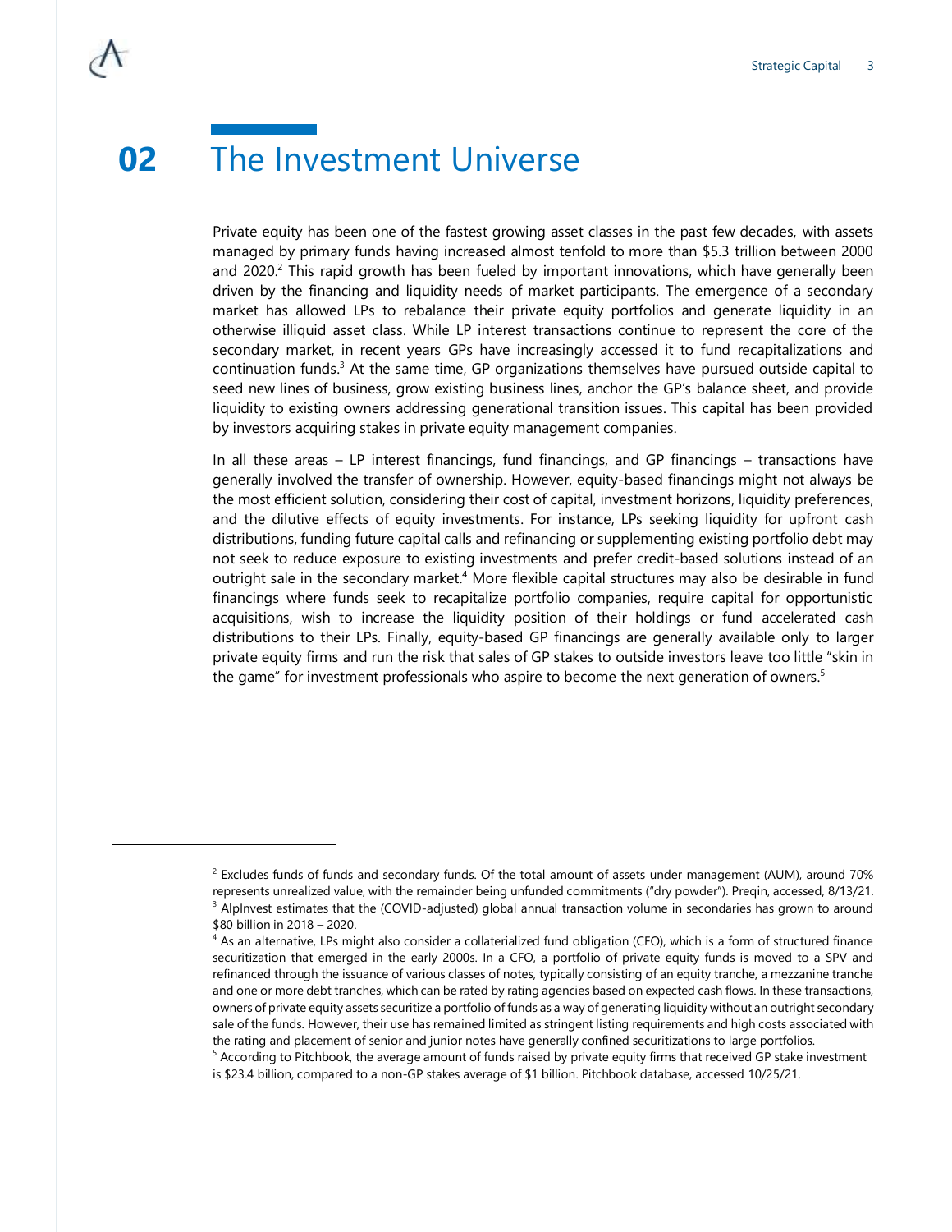# 02 The Investment Universe

Private equity has been one of the fastest growing asset classes in the past few decades, with assets managed by primary funds having increased almost tenfold to more than $5.3 trillion between 2000 and 2020.[2] This rapid growth has been fueled by important innovations, which have generally been driven by the financing and liquidity needs of market participants. The emergence of a secondary market has allowed LPs to rebalance their private equity portfolios and generate liquidity in an otherwise illiquid asset class. While LP interest transactions continue to represent the core of the secondary market, in recent years GPs have increasingly accessed it to fund recapitalizations and continuation funds.[3] At the same time, GP organizations themselves have pursued outside capital to seed new lines of business, grow existing business lines, anchor the GP's balance sheet, and provide liquidity to existing owners addressing generational transition issues. This capital has been provided by investors acquiring stakes in private equity management companies.

In all these areas – LP interest financings, fund financings, and GP financings – transactions have generally involved the transfer of ownership. However, equity-based financings might not always be the most efficient solution, considering their cost of capital, investment horizons, liquidity preferences, and the dilutive effects of equity investments. For instance, LPs seeking liquidity for upfront cash distributions, funding future capital calls and refinancing or supplementing existing portfolio debt may not seek to reduce exposure to existing investments and prefer credit-based solutions instead of an outright sale in the secondary market.[4] More flexible capital structures may also be desirable in fund financings where funds seek to recapitalize portfolio companies, require capital for opportunistic acquisitions, wish to increase the liquidity position of their holdings or fund accelerated cash distributions to their LPs. Finally, equity-based GP financings are generally available only to larger private equity firms and run the risk that sales of GP stakes to outside investors leave too little "skin in the game" for investment professionals who aspire to become the next generation of owners.[5]

---

[2] Excludes funds of funds and secondary funds. Of the total amount of assets under management (AUM), around 70% represents unrealized value, with the remainder being unfunded commitments ("dry powder"). Preqin, accessed, 8/13/21.

[3] AlpInvest estimates that the (COVID-adjusted) global annual transaction volume in secondaries has grown to around $80 billion in 2018 – 2020.

[4] As an alternative, LPs might also consider a collateralized fund obligation (CFO), which is a form of structured finance securitization that emerged in the early 2000s. In a CFO, a portfolio of private equity funds is moved to a SPV and refinanced through the issuance of various classes of notes, typically consisting of an equity tranche, a mezzanine tranche and one or more debt tranches, which can be rated by rating agencies based on expected cash flows. In these transactions, owners of private equity assets securitize a portfolio of funds as a way of generating liquidity without an outright secondary sale of the funds. However, their use has remained limited as stringent listing requirements and high costs associated with the rating and placement of senior and junior notes have generally confined securitizations to large portfolios.

[5] According to Pitchbook, the average amount of funds raised by private equity firms that received GP stake investment is $23.4 billion, compared to a non-GP stakes average of $1 billion. Pitchbook database, accessed 10/25/21.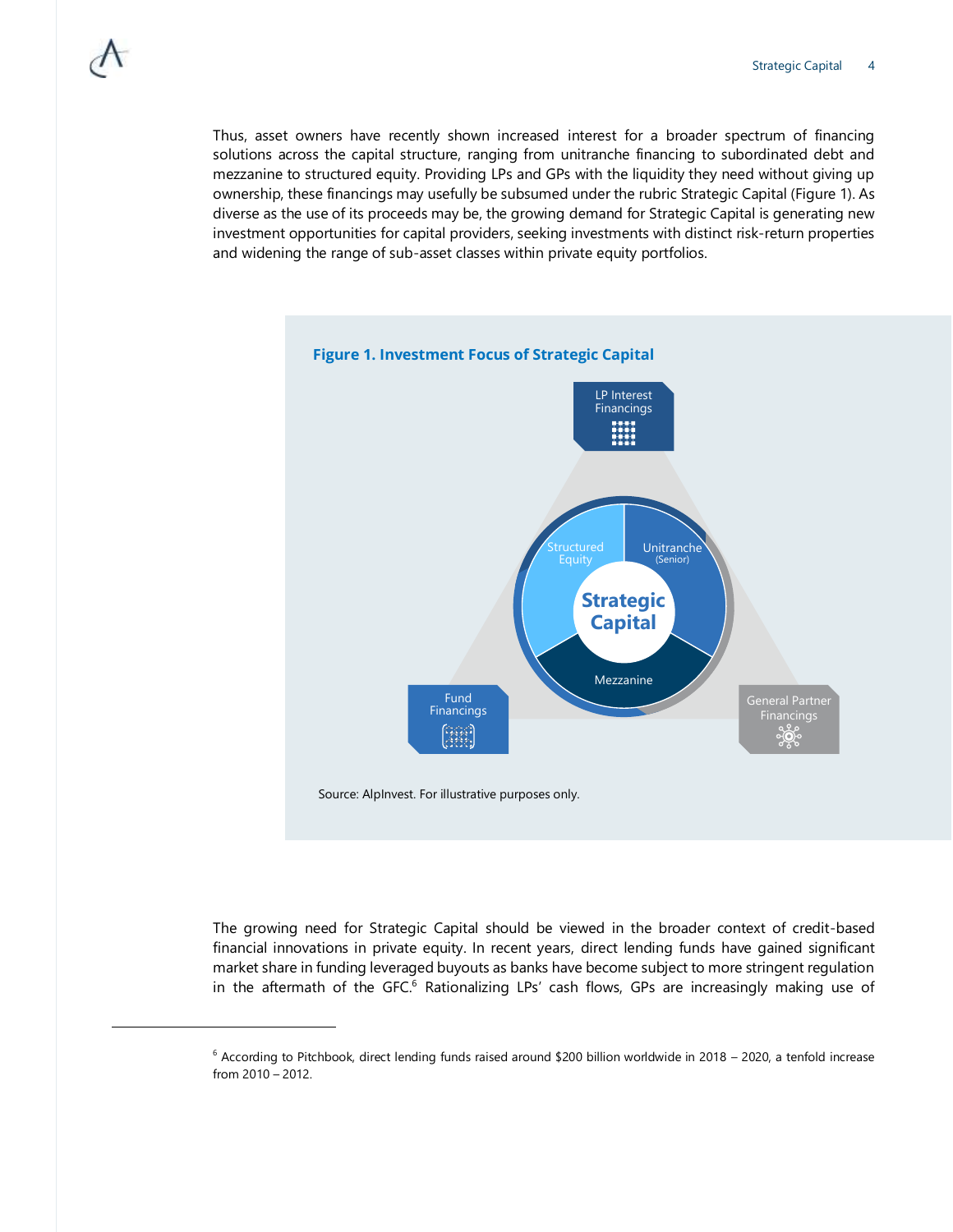Thus, asset owners have recently shown increased interest for a broader spectrum of financing solutions across the capital structure, ranging from unitranche financing to subordinated debt and mezzanine to structured equity. Providing LPs and GPs with the liquidity they need without giving up ownership, these financings may usefully be subsumed under the rubric Strategic Capital (Figure 1). As diverse as the use of its proceeds may be, the growing demand for Strategic Capital is generating new investment opportunities for capital providers, seeking investments with distinct risk-return properties and widening the range of sub-asset classes within private equity portfolios.

**Figure 1. Investment Focus of Strategic Capital**

LP Interest Financings

Structured Equity

Unitranche (Senior)

Strategic Capital

Mezzanine

Fund Financings

General Partner Financings

Source: AlpInvest. For illustrative purposes only.

The growing need for Strategic Capital should be viewed in the broader context of credit-based financial innovations in private equity. In recent years, direct lending funds have gained significant market share in funding leveraged buyouts as banks have become subject to more stringent regulation in the aftermath of the GFC.[6] Rationalizing LPs' cash flows, GPs are increasingly making use of

[6] According to Pitchbook, direct lending funds raised around $200 billion worldwide in 2018 – 2020, a tenfold increase from 2010 – 2012.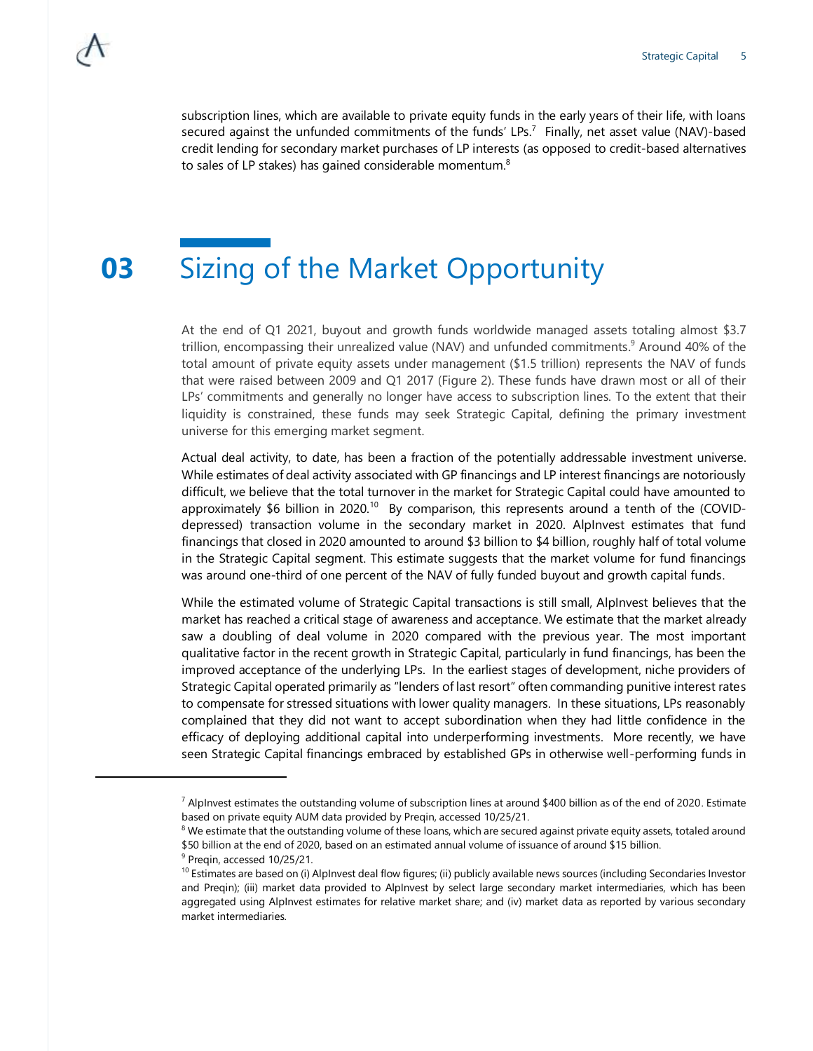subscription lines, which are available to private equity funds in the early years of their life, with loans secured against the unfunded commitments of the funds' LPs.[7] Finally, net asset value (NAV)-based credit lending for secondary market purchases of LP interests (as opposed to credit-based alternatives to sales of LP stakes) has gained considerable momentum.[8]

# 03 Sizing of the Market Opportunity

At the end of Q1 2021, buyout and growth funds worldwide managed assets totaling almost $3.7 trillion, encompassing their unrealized value (NAV) and unfunded commitments.[9] Around 40% of the total amount of private equity assets under management ($1.5 trillion) represents the NAV of funds that were raised between 2009 and Q1 2017 (Figure 2). These funds have drawn most or all of their LPs' commitments and generally no longer have access to subscription lines. To the extent that their liquidity is constrained, these funds may seek Strategic Capital, defining the primary investment universe for this emerging market segment.

Actual deal activity, to date, has been a fraction of the potentially addressable investment universe. While estimates of deal activity associated with GP financings and LP interest financings are notoriously difficult, we believe that the total turnover in the market for Strategic Capital could have amounted to approximately $6 billion in 2020.[10] By comparison, this represents around a tenth of the (COVID-depressed) transaction volume in the secondary market in 2020. AlpInvest estimates that fund financings that closed in 2020 amounted to around $3 billion to $4 billion, roughly half of total volume in the Strategic Capital segment. This estimate suggests that the market volume for fund financings was around one-third of one percent of the NAV of fully funded buyout and growth capital funds.

While the estimated volume of Strategic Capital transactions is still small, AlpInvest believes that the market has reached a critical stage of awareness and acceptance. We estimate that the market already saw a doubling of deal volume in 2020 compared with the previous year. The most important qualitative factor in the recent growth in Strategic Capital, particularly in fund financings, has been the improved acceptance of the underlying LPs. In the earliest stages of development, niche providers of Strategic Capital operated primarily as "lenders of last resort" often commanding punitive interest rates to compensate for stressed situations with lower quality managers. In these situations, LPs reasonably complained that they did not want to accept subordination when they had little confidence in the efficacy of deploying additional capital into underperforming investments. More recently, we have seen Strategic Capital financings embraced by established GPs in otherwise well-performing funds in

---

[7] AlpInvest estimates the outstanding volume of subscription lines at around $400 billion as of the end of 2020. Estimate based on private equity AUM data provided by Preqin, accessed 10/25/21.

[8] We estimate that the outstanding volume of these loans, which are secured against private equity assets, totaled around $50 billion at the end of 2020, based on an estimated annual volume of issuance of around $15 billion.

[9] Preqin, accessed 10/25/21.

[10] Estimates are based on (i) AlpInvest deal flow figures; (ii) publicly available news sources (including Secondaries Investor and Preqin); (iii) market data provided to AlpInvest by select large secondary market intermediaries, which has been aggregated using AlpInvest estimates for relative market share; and (iv) market data as reported by various secondary market intermediaries.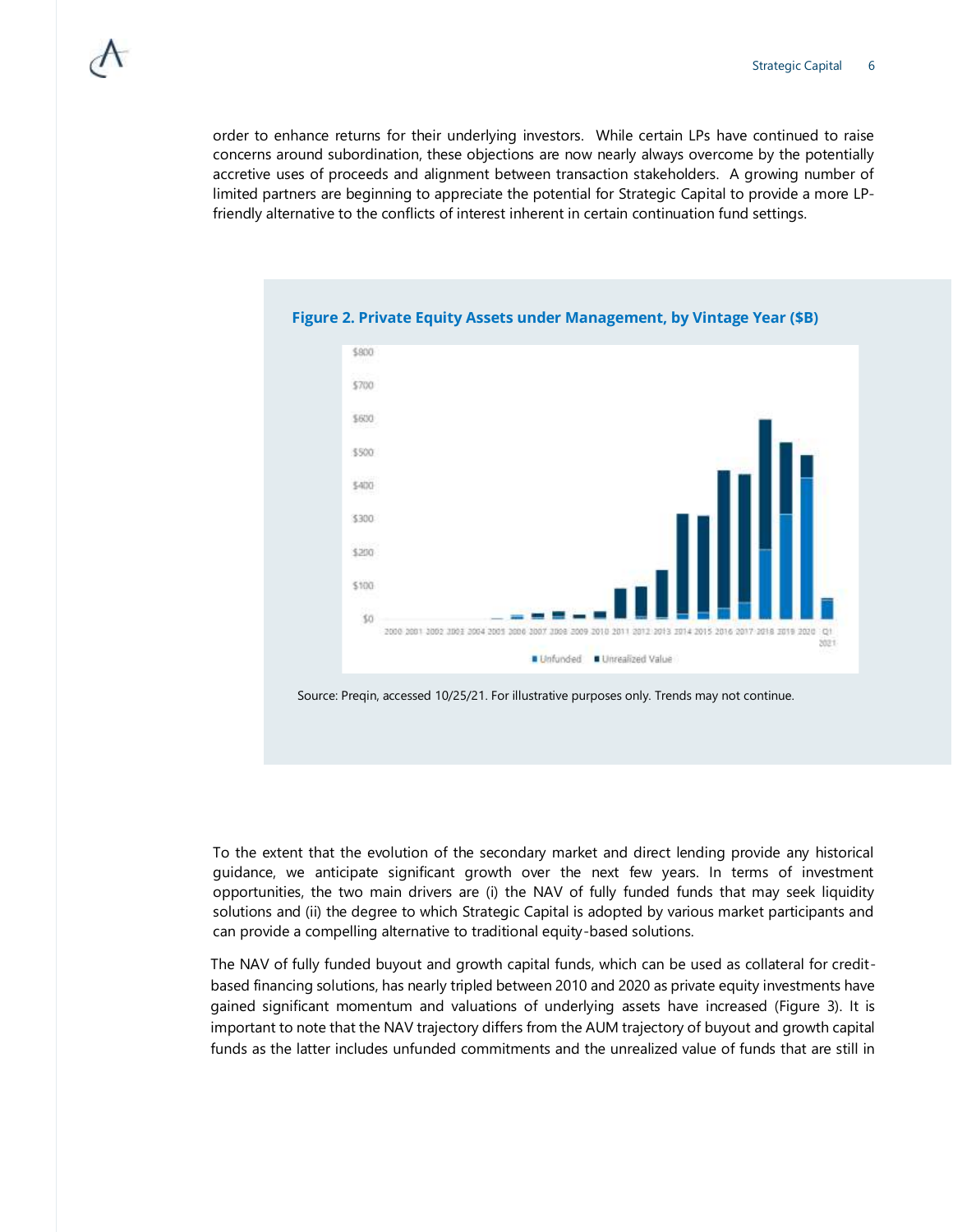order to enhance returns for their underlying investors. While certain LPs have continued to raise concerns around subordination, these objections are now nearly always overcome by the potentially accretive uses of proceeds and alignment between transaction stakeholders. A growing number of limited partners are beginning to appreciate the potential for Strategic Capital to provide a more LP-friendly alternative to the conflicts of interest inherent in certain continuation fund settings.

**Figure 2. Private Equity Assets under Management, by Vintage Year ($B)**

Source: Preqin, accessed 10/25/21. For illustrative purposes only. Trends may not continue.

To the extent that the evolution of the secondary market and direct lending provide any historical guidance, we anticipate significant growth over the next few years. In terms of investment opportunities, the two main drivers are (i) the NAV of fully funded funds that may seek liquidity solutions and (ii) the degree to which Strategic Capital is adopted by various market participants and can provide a compelling alternative to traditional equity-based solutions.

The NAV of fully funded buyout and growth capital funds, which can be used as collateral for credit-based financing solutions, has nearly tripled between 2010 and 2020 as private equity investments have gained significant momentum and valuations of underlying assets have increased (Figure 3). It is important to note that the NAV trajectory differs from the AUM trajectory of buyout and growth capital funds as the latter includes unfunded commitments and the unrealized value of funds that are still in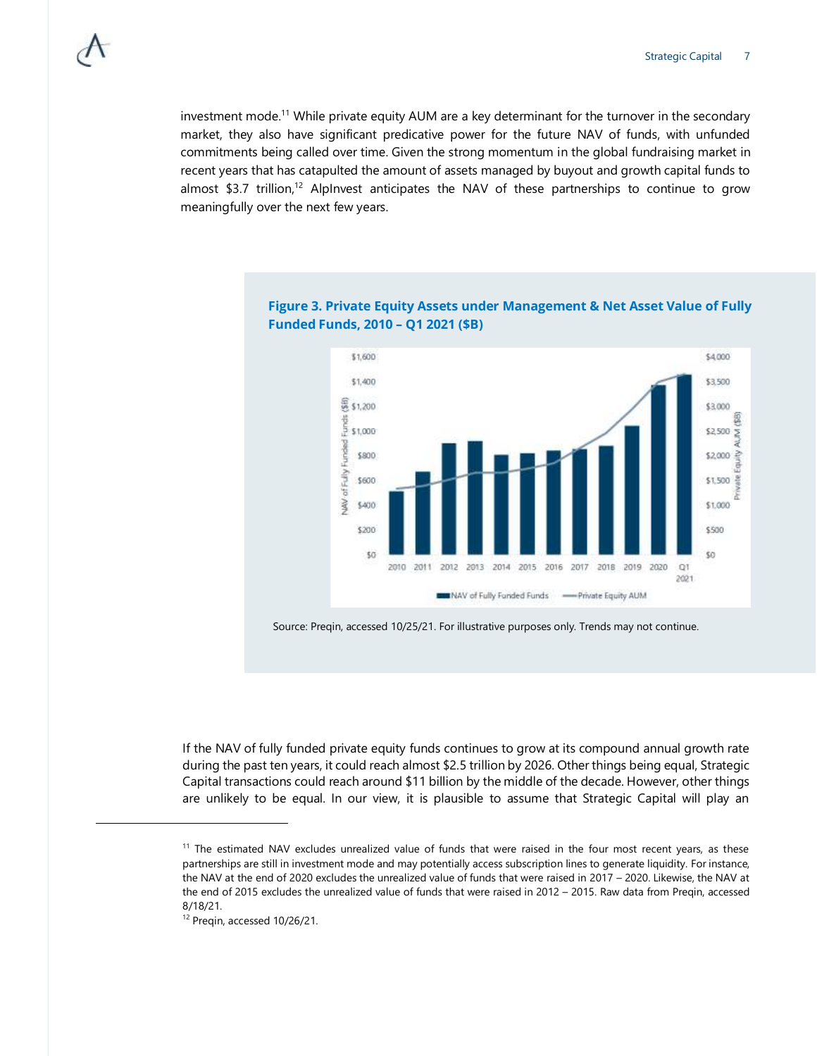investment mode.[11] While private equity AUM are a key determinant for the turnover in the secondary market, they also have significant predicative power for the future NAV of funds, with unfunded commitments being called over time. Given the strong momentum in the global fundraising market in recent years that has catapulted the amount of assets managed by buyout and growth capital funds to almost $3.7 trillion,[12] AlpInvest anticipates the NAV of these partnerships to continue to grow meaningfully over the next few years.

**Figure 3. Private Equity Assets under Management & Net Asset Value of Fully Funded Funds, 2010 – Q1 2021 ($B)**

Source: Preqin, accessed 10/25/21. For illustrative purposes only. Trends may not continue.

If the NAV of fully funded private equity funds continues to grow at its compound annual growth rate during the past ten years, it could reach almost $2.5 trillion by 2026. Other things being equal, Strategic Capital transactions could reach around $11 billion by the middle of the decade. However, other things are unlikely to be equal. In our view, it is plausible to assume that Strategic Capital will play an

---

[11] The estimated NAV excludes unrealized value of funds that were raised in the four most recent years, as these partnerships are still in investment mode and may potentially access subscription lines to generate liquidity. For instance, the NAV at the end of 2020 excludes the unrealized value of funds that were raised in 2017 – 2020. Likewise, the NAV at the end of 2015 excludes the unrealized value of funds that were raised in 2012 – 2015. Raw data from Preqin, accessed 8/18/21.

[12] Preqin, accessed 10/26/21.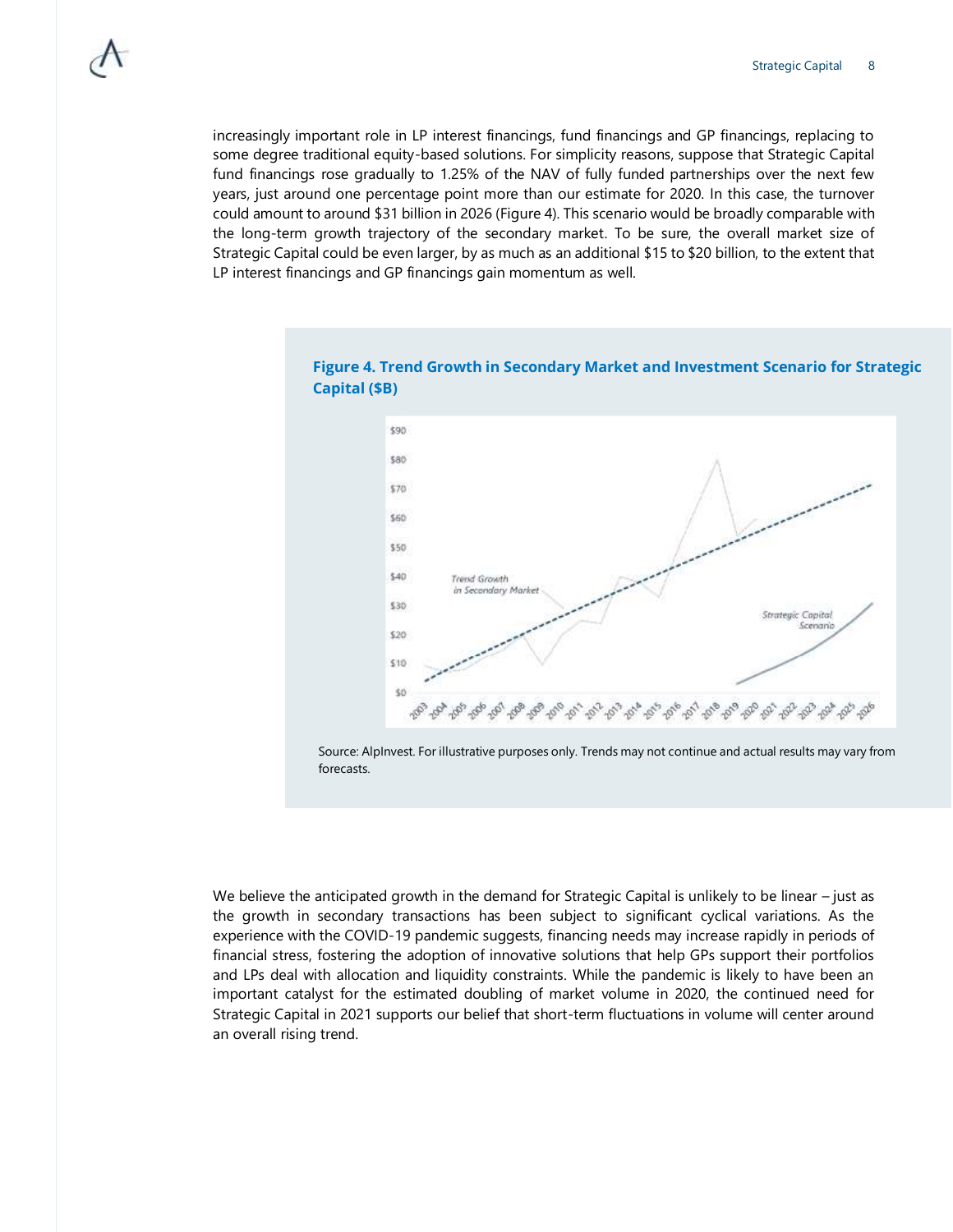increasingly important role in LP interest financings, fund financings and GP financings, replacing to some degree traditional equity-based solutions. For simplicity reasons, suppose that Strategic Capital fund financings rose gradually to 1.25% of the NAV of fully funded partnerships over the next few years, just around one percentage point more than our estimate for 2020. In this case, the turnover could amount to around $31 billion in 2026 (Figure 4). This scenario would be broadly comparable with the long-term growth trajectory of the secondary market. To be sure, the overall market size of Strategic Capital could be even larger, by as much as an additional $15 to $20 billion, to the extent that LP interest financings and GP financings gain momentum as well.

**Figure 4. Trend Growth in Secondary Market and Investment Scenario for Strategic Capital ($B)**

Source: AlpInvest. For illustrative purposes only. Trends may not continue and actual results may vary from forecasts.

We believe the anticipated growth in the demand for Strategic Capital is unlikely to be linear – just as the growth in secondary transactions has been subject to significant cyclical variations. As the experience with the COVID-19 pandemic suggests, financing needs may increase rapidly in periods of financial stress, fostering the adoption of innovative solutions that help GPs support their portfolios and LPs deal with allocation and liquidity constraints. While the pandemic is likely to have been an important catalyst for the estimated doubling of market volume in 2020, the continued need for Strategic Capital in 2021 supports our belief that short-term fluctuations in volume will center around an overall rising trend.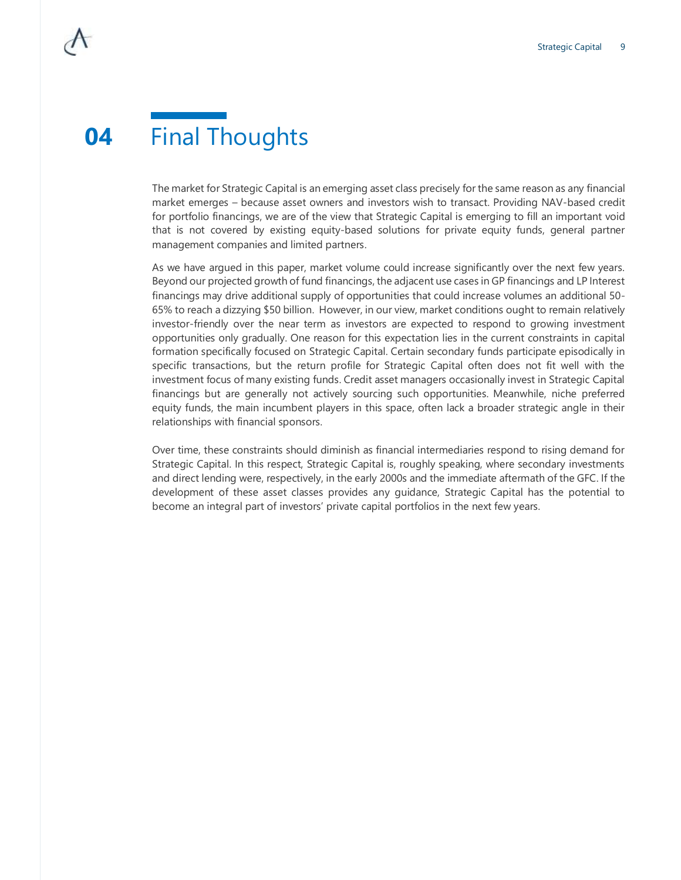# 04 Final Thoughts

The market for Strategic Capital is an emerging asset class precisely for the same reason as any financial market emerges – because asset owners and investors wish to transact. Providing NAV-based credit for portfolio financings, we are of the view that Strategic Capital is emerging to fill an important void that is not covered by existing equity-based solutions for private equity funds, general partner management companies and limited partners.

As we have argued in this paper, market volume could increase significantly over the next few years. Beyond our projected growth of fund financings, the adjacent use cases in GP financings and LP Interest financings may drive additional supply of opportunities that could increase volumes an additional 50-65% to reach a dizzying $50 billion. However, in our view, market conditions ought to remain relatively investor-friendly over the near term as investors are expected to respond to growing investment opportunities only gradually. One reason for this expectation lies in the current constraints in capital formation specifically focused on Strategic Capital. Certain secondary funds participate episodically in specific transactions, but the return profile for Strategic Capital often does not fit well with the investment focus of many existing funds. Credit asset managers occasionally invest in Strategic Capital financings but are generally not actively sourcing such opportunities. Meanwhile, niche preferred equity funds, the main incumbent players in this space, often lack a broader strategic angle in their relationships with financial sponsors.

Over time, these constraints should diminish as financial intermediaries respond to rising demand for Strategic Capital. In this respect, Strategic Capital is, roughly speaking, where secondary investments and direct lending were, respectively, in the early 2000s and the immediate aftermath of the GFC. If the development of these asset classes provides any guidance, Strategic Capital has the potential to become an integral part of investors' private capital portfolios in the next few years.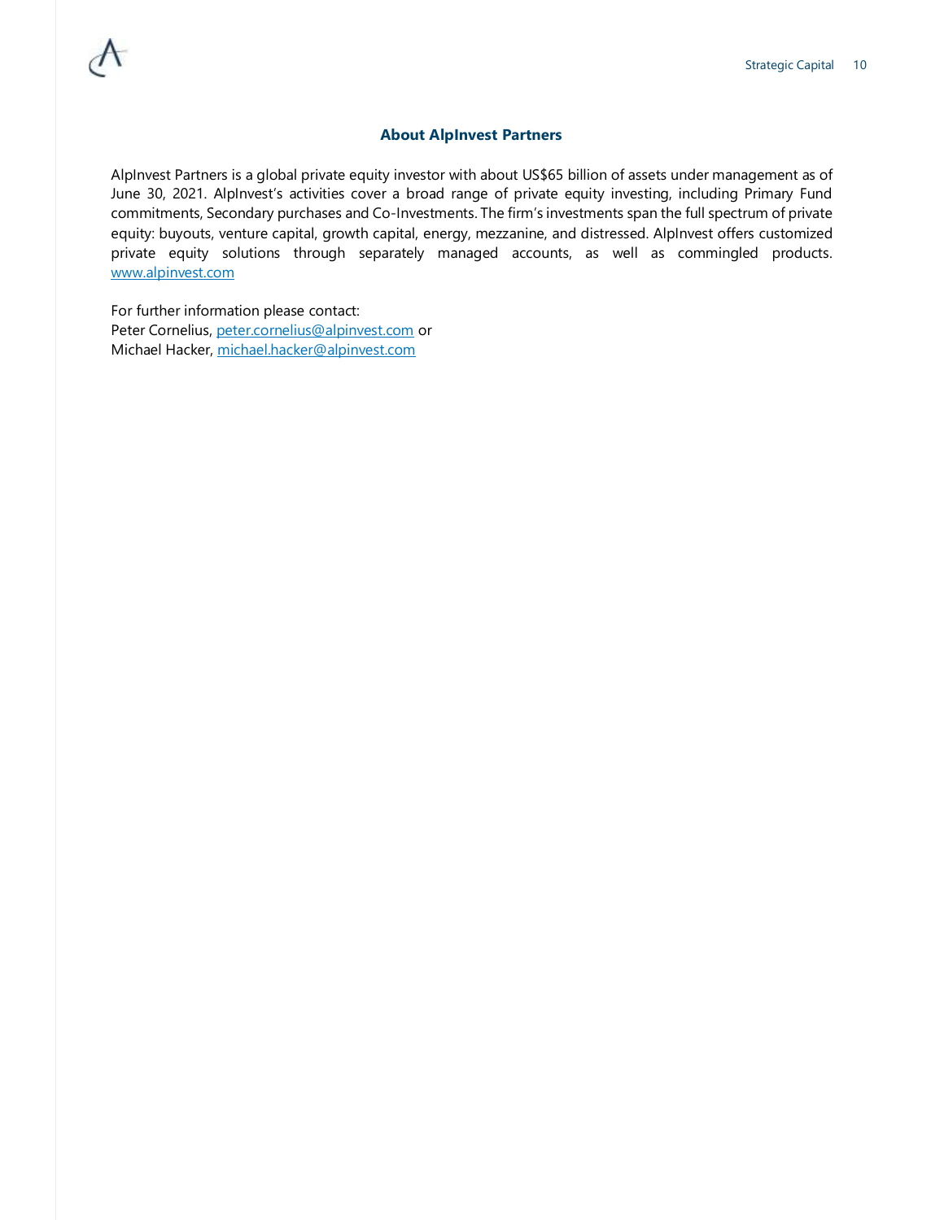## About AlpInvest Partners

AlpInvest Partners is a global private equity investor with about US$65 billion of assets under management as of June 30, 2021. AlpInvest's activities cover a broad range of private equity investing, including Primary Fund commitments, Secondary purchases and Co-Investments. The firm's investments span the full spectrum of private equity: buyouts, venture capital, growth capital, energy, mezzanine, and distressed. AlpInvest offers customized private equity solutions through separately managed accounts, as well as commingled products. www.alpinvest.com

For further information please contact:
Peter Cornelius, peter.cornelius@alpinvest.com or
Michael Hacker, michael.hacker@alpinvest.com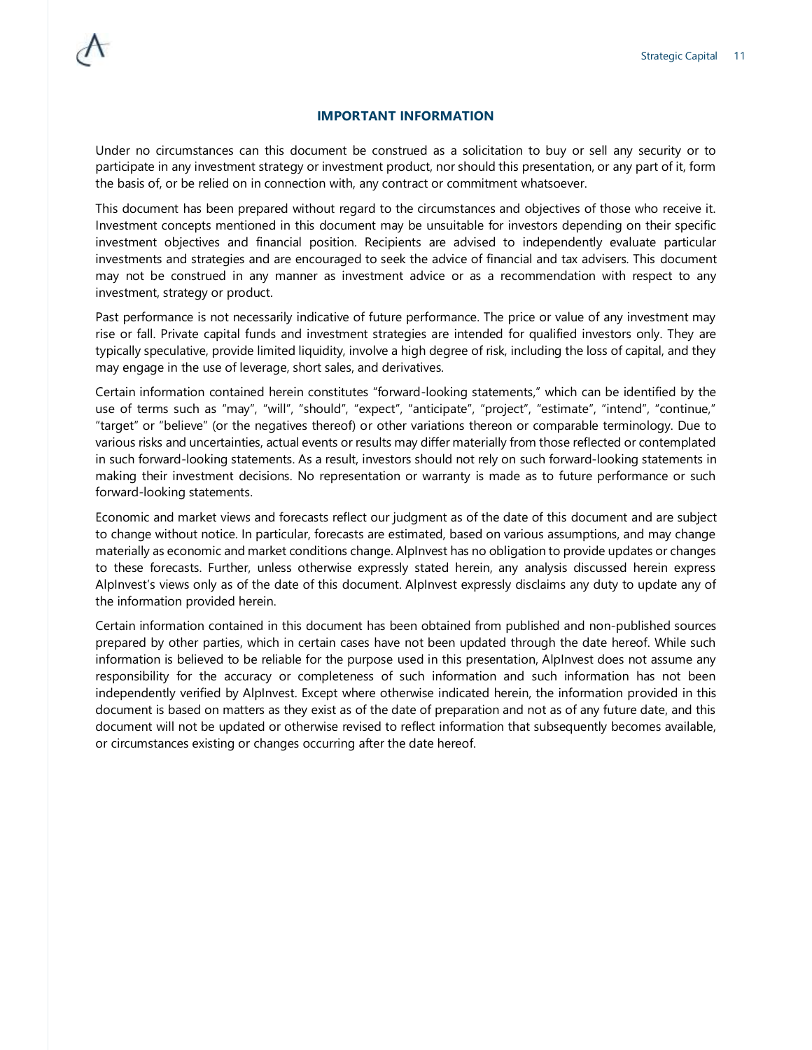## IMPORTANT INFORMATION

Under no circumstances can this document be construed as a solicitation to buy or sell any security or to participate in any investment strategy or investment product, nor should this presentation, or any part of it, form the basis of, or be relied on in connection with, any contract or commitment whatsoever.

This document has been prepared without regard to the circumstances and objectives of those who receive it. Investment concepts mentioned in this document may be unsuitable for investors depending on their specific investment objectives and financial position. Recipients are advised to independently evaluate particular investments and strategies and are encouraged to seek the advice of financial and tax advisers. This document may not be construed in any manner as investment advice or as a recommendation with respect to any investment, strategy or product.

Past performance is not necessarily indicative of future performance. The price or value of any investment may rise or fall. Private capital funds and investment strategies are intended for qualified investors only. They are typically speculative, provide limited liquidity, involve a high degree of risk, including the loss of capital, and they may engage in the use of leverage, short sales, and derivatives.

Certain information contained herein constitutes "forward-looking statements," which can be identified by the use of terms such as "may", "will", "should", "expect", "anticipate", "project", "estimate", "intend", "continue," "target" or "believe" (or the negatives thereof) or other variations thereon or comparable terminology. Due to various risks and uncertainties, actual events or results may differ materially from those reflected or contemplated in such forward-looking statements. As a result, investors should not rely on such forward-looking statements in making their investment decisions. No representation or warranty is made as to future performance or such forward-looking statements.

Economic and market views and forecasts reflect our judgment as of the date of this document and are subject to change without notice. In particular, forecasts are estimated, based on various assumptions, and may change materially as economic and market conditions change. AlpInvest has no obligation to provide updates or changes to these forecasts. Further, unless otherwise expressly stated herein, any analysis discussed herein express AlpInvest's views only as of the date of this document. AlpInvest expressly disclaims any duty to update any of the information provided herein.

Certain information contained in this document has been obtained from published and non-published sources prepared by other parties, which in certain cases have not been updated through the date hereof. While such information is believed to be reliable for the purpose used in this presentation, AlpInvest does not assume any responsibility for the accuracy or completeness of such information and such information has not been independently verified by AlpInvest. Except where otherwise indicated herein, the information provided in this document is based on matters as they exist as of the date of preparation and not as of any future date, and this document will not be updated or otherwise revised to reflect information that subsequently becomes available, or circumstances existing or changes occurring after the date hereof.